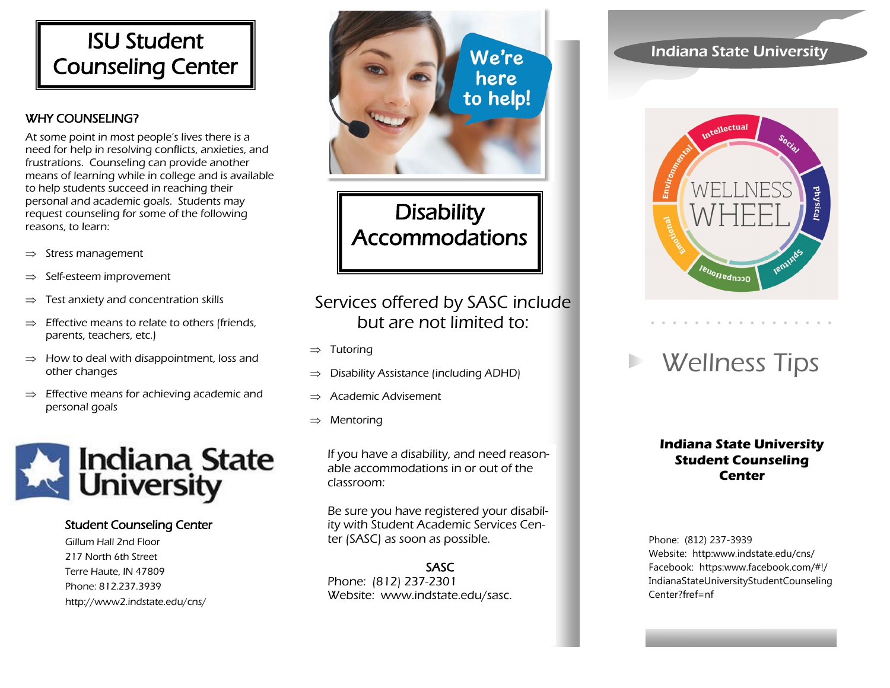# ISU Student Counseling Center

## WHY COUNSELING?

At some point in most people's lives there is a need for help in resolving conflicts, anxieties, and frustrations. Counseling can provide another means of learning while in college and is available to help students succeed in reaching their personal and academic goals. Students may request counseling for some of the following reasons, to learn:

- ⇒ Stress management
- ⇒ Self-esteem improvement
- ⇒ Test anxiety and concentration skills
- ⇒ Effective means to relate to others (friends, parents, teachers, etc.)
- ⇒ How to deal with disappointment, loss and other changes
- ⇒ Effective means for achieving academic and personal goals

Indiana State University

**Student Counseling Center**
Gillum Hall 2nd Floor
217 North 6th Street
Terre Haute, IN 47809
Phone: 812.237.3939
http://www2.indstate.edu/cns/

We're here to help!

# Disability Accommodations

Services offered by SASC include but are not limited to:

- ⇒ Tutoring
- ⇒ Disability Assistance (including ADHD)
- ⇒ Academic Advisement
- ⇒ Mentoring

If you have a disability, and need reasonable accommodations in or out of the classroom:

Be sure you have registered your disability with Student Academic Services Center (SASC) as soon as possible.

**SASC**
Phone: (812) 237-2301
Website: www.indstate.edu/sasc.

Indiana State University

WELLNESS WHEEL: Intellectual, Social, Physical, Spiritual, Occupational, Emotional, Environmental

# Wellness Tips

**Indiana State University Student Counseling Center**

Phone: (812) 237-3939
Website: http:www.indstate.edu/cns/
Facebook: https:www.facebook.com/#!/IndianaStateUniversityStudentCounselingCenter?fref=nf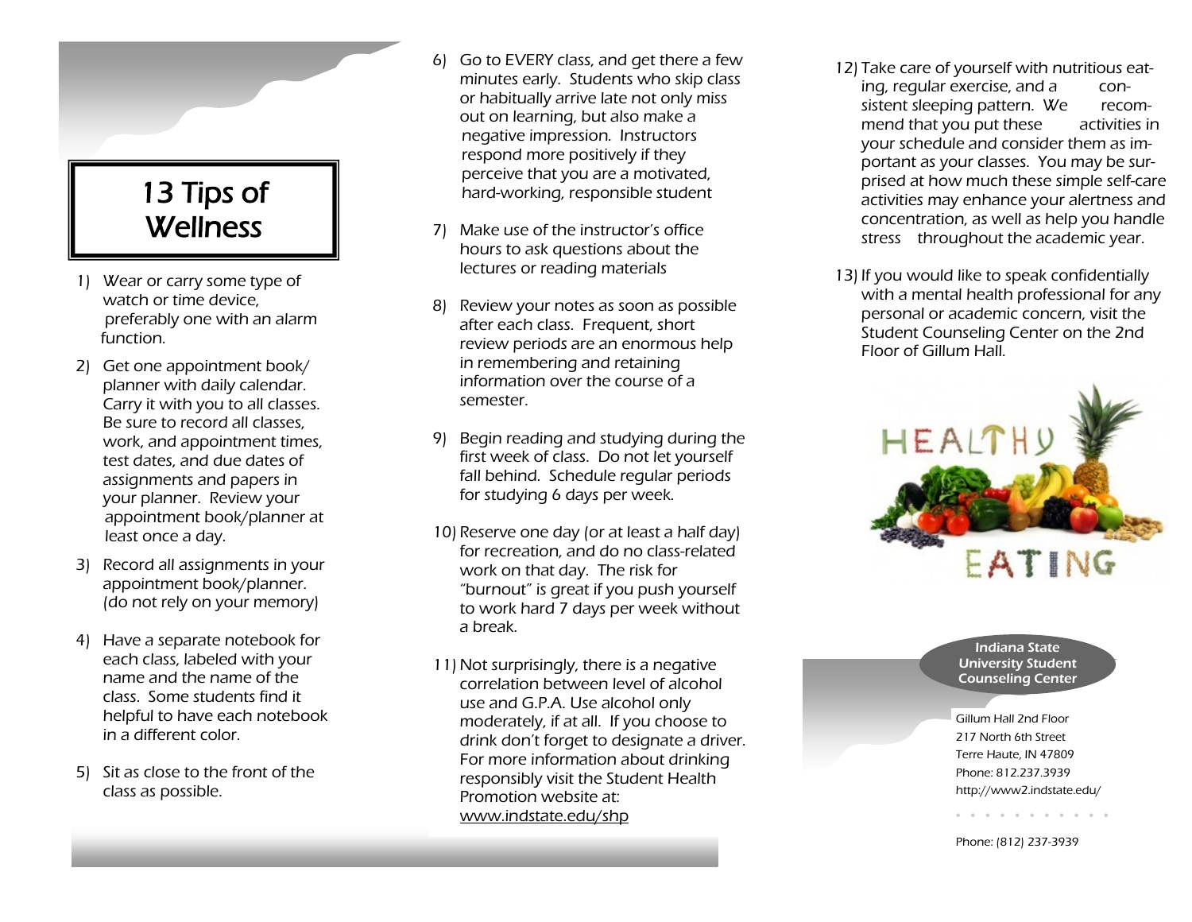# 13 Tips of Wellness

1) Wear or carry some type of watch or time device, preferably one with an alarm function.

2) Get one appointment book/ planner with daily calendar. Carry it with you to all classes. Be sure to record all classes, work, and appointment times, test dates, and due dates of assignments and papers in your planner. Review your appointment book/planner at least once a day.

3) Record all assignments in your appointment book/planner. (do not rely on your memory)

4) Have a separate notebook for each class, labeled with your name and the name of the class. Some students find it helpful to have each notebook in a different color.

5) Sit as close to the front of the class as possible.

6) Go to EVERY class, and get there a few minutes early. Students who skip class or habitually arrive late not only miss out on learning, but also make a negative impression. Instructors respond more positively if they perceive that you are a motivated, hard-working, responsible student

7) Make use of the instructor's office hours to ask questions about the lectures or reading materials

8) Review your notes as soon as possible after each class. Frequent, short review periods are an enormous help in remembering and retaining information over the course of a semester.

9) Begin reading and studying during the first week of class. Do not let yourself fall behind. Schedule regular periods for studying 6 days per week.

10) Reserve one day (or at least a half day) for recreation, and do no class-related work on that day. The risk for "burnout" is great if you push yourself to work hard 7 days per week without a break.

11) Not surprisingly, there is a negative correlation between level of alcohol use and G.P.A. Use alcohol only moderately, if at all. If you choose to drink don't forget to designate a driver. For more information about drinking responsibly visit the Student Health Promotion website at: www.indstate.edu/shp

12) Take care of yourself with nutritious eating, regular exercise, and a consistent sleeping pattern. We recommend that you put these activities in your schedule and consider them as important as your classes. You may be surprised at how much these simple self-care activities may enhance your alertness and concentration, as well as help you handle stress throughout the academic year.

13) If you would like to speak confidentially with a mental health professional for any personal or academic concern, visit the Student Counseling Center on the 2nd Floor of Gillum Hall.

HEALTHY EATING

**Indiana State University Student Counseling Center**

Gillum Hall 2nd Floor
217 North 6th Street
Terre Haute, IN 47809
Phone: 812.237.3939
http://www2.indstate.edu/

Phone: (812) 237-3939